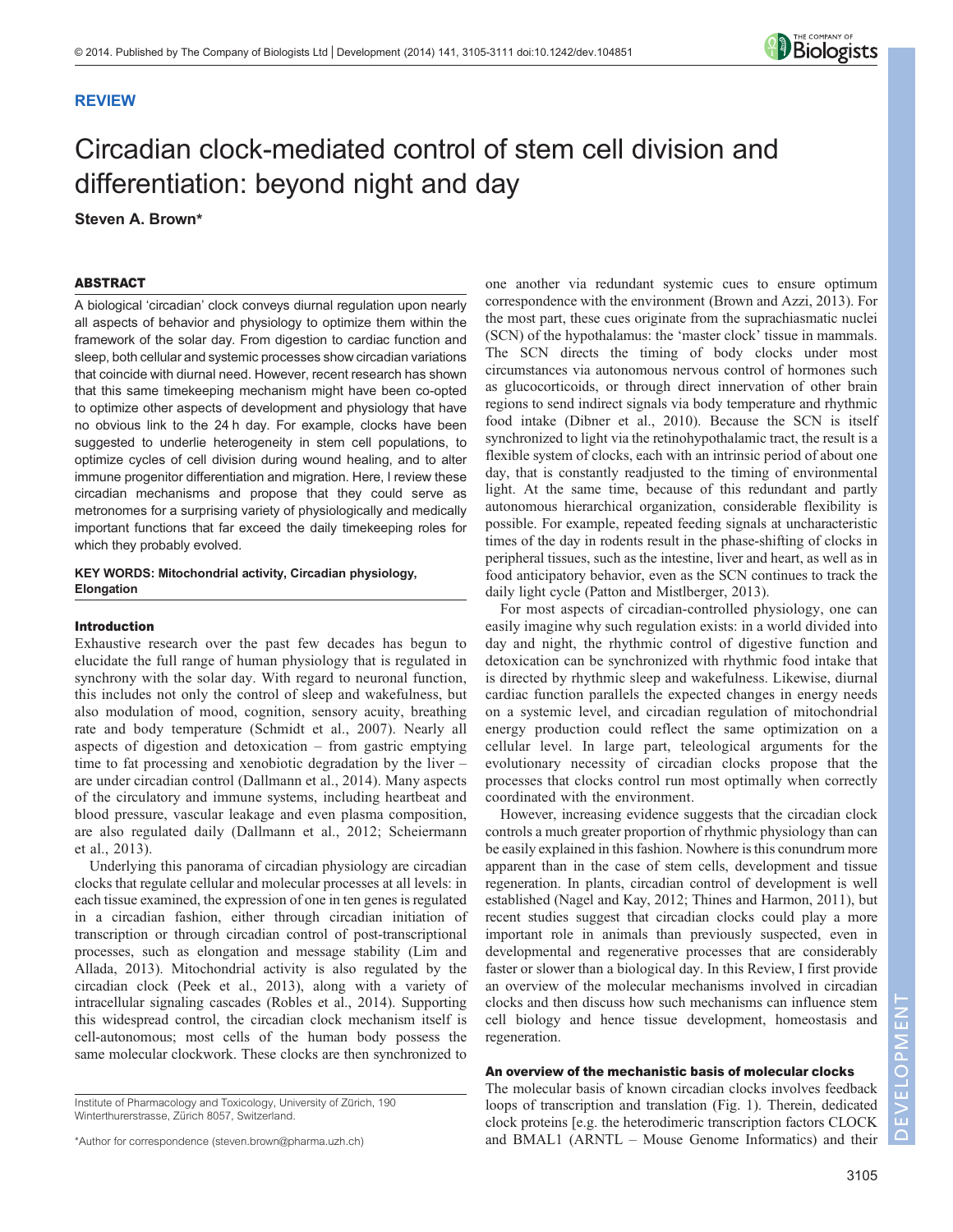REVIEW

# Circadian clock-mediated control of stem cell division and differentiation: beyond night and day

Steven A. Brown*

## ABSTRACT

A biological 'circadian' clock conveys diurnal regulation upon nearly all aspects of behavior and physiology to optimize them within the framework of the solar day. From digestion to cardiac function and sleep, both cellular and systemic processes show circadian variations that coincide with diurnal need. However, recent research has shown that this same timekeeping mechanism might have been co-opted to optimize other aspects of development and physiology that have no obvious link to the 24 h day. For example, clocks have been suggested to underlie heterogeneity in stem cell populations, to optimize cycles of cell division during wound healing, and to alter immune progenitor differentiation and migration. Here, I review these circadian mechanisms and propose that they could serve as metronomes for a surprising variety of physiologically and medically important functions that far exceed the daily timekeeping roles for which they probably evolved.

**KEY WORDS: Mitochondrial activity, Circadian physiology, Elongation**

## Introduction

Exhaustive research over the past few decades has begun to elucidate the full range of human physiology that is regulated in synchrony with the solar day. With regard to neuronal function, this includes not only the control of sleep and wakefulness, but also modulation of mood, cognition, sensory acuity, breathing rate and body temperature (Schmidt et al., 2007). Nearly all aspects of digestion and detoxication – from gastric emptying time to fat processing and xenobiotic degradation by the liver – are under circadian control (Dallmann et al., 2014). Many aspects of the circulatory and immune systems, including heartbeat and blood pressure, vascular leakage and even plasma composition, are also regulated daily (Dallmann et al., 2012; Scheiermann et al., 2013).

Underlying this panorama of circadian physiology are circadian clocks that regulate cellular and molecular processes at all levels: in each tissue examined, the expression of one in ten genes is regulated in a circadian fashion, either through circadian initiation of transcription or through circadian control of post-transcriptional processes, such as elongation and message stability (Lim and Allada, 2013). Mitochondrial activity is also regulated by the circadian clock (Peek et al., 2013), along with a variety of intracellular signaling cascades (Robles et al., 2014). Supporting this widespread control, the circadian clock mechanism itself is cell-autonomous; most cells of the human body possess the same molecular clockwork. These clocks are then synchronized to one another via redundant systemic cues to ensure optimum correspondence with the environment (Brown and Azzi, 2013). For the most part, these cues originate from the suprachiasmatic nuclei (SCN) of the hypothalamus: the 'master clock' tissue in mammals. The SCN directs the timing of body clocks under most circumstances via autonomous nervous control of hormones such as glucocorticoids, or through direct innervation of other brain regions to send indirect signals via body temperature and rhythmic food intake (Dibner et al., 2010). Because the SCN is itself synchronized to light via the retinohypothalamic tract, the result is a flexible system of clocks, each with an intrinsic period of about one day, that is constantly readjusted to the timing of environmental light. At the same time, because of this redundant and partly autonomous hierarchical organization, considerable flexibility is possible. For example, repeated feeding signals at uncharacteristic times of the day in rodents result in the phase-shifting of clocks in peripheral tissues, such as the intestine, liver and heart, as well as in food anticipatory behavior, even as the SCN continues to track the daily light cycle (Patton and Mistlberger, 2013).

For most aspects of circadian-controlled physiology, one can easily imagine why such regulation exists: in a world divided into day and night, the rhythmic control of digestive function and detoxication can be synchronized with rhythmic food intake that is directed by rhythmic sleep and wakefulness. Likewise, diurnal cardiac function parallels the expected changes in energy needs on a systemic level, and circadian regulation of mitochondrial energy production could reflect the same optimization on a cellular level. In large part, teleological arguments for the evolutionary necessity of circadian clocks propose that the processes that clocks control run most optimally when correctly coordinated with the environment.

However, increasing evidence suggests that the circadian clock controls a much greater proportion of rhythmic physiology than can be easily explained in this fashion. Nowhere is this conundrum more apparent than in the case of stem cells, development and tissue regeneration. In plants, circadian control of development is well established (Nagel and Kay, 2012; Thines and Harmon, 2011), but recent studies suggest that circadian clocks could play a more important role in animals than previously suspected, even in developmental and regenerative processes that are considerably faster or slower than a biological day. In this Review, I first provide an overview of the molecular mechanisms involved in circadian clocks and then discuss how such mechanisms can influence stem cell biology and hence tissue development, homeostasis and regeneration.

## An overview of the mechanistic basis of molecular clocks

The molecular basis of known circadian clocks involves feedback loops of transcription and translation (Fig. 1). Therein, dedicated clock proteins [e.g. the heterodimeric transcription factors CLOCK and BMAL1 (ARNTL – Mouse Genome Informatics) and their

Institute of Pharmacology and Toxicology, University of Zürich, 190 Winterthurerstrasse, Zürich 8057, Switzerland.

*Author for correspondence (steven.brown@pharma.uzh.ch)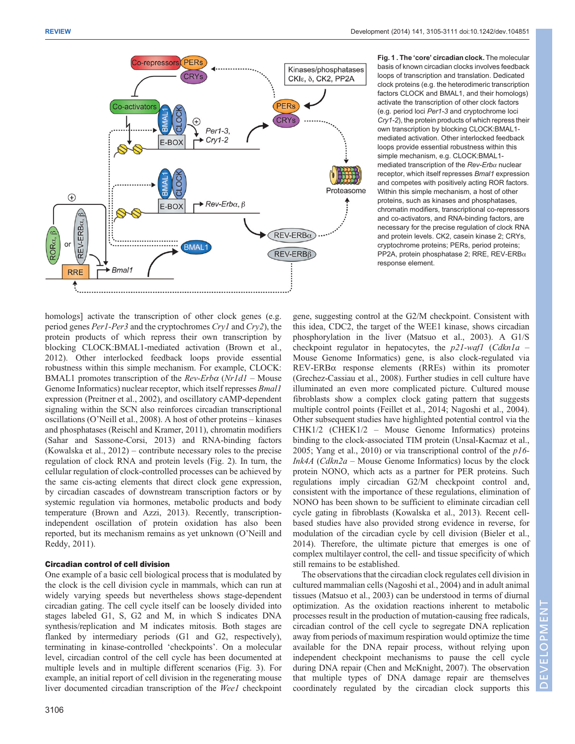**Fig. 1. The 'core' circadian clock.** The molecular basis of known circadian clocks involves feedback loops of transcription and translation. Dedicated clock proteins (e.g. the heterodimeric transcription factors CLOCK and BMAL1, and their homologs) activate the transcription of other clock factors (e.g. period loci *Per1-3* and cryptochrome loci *Cry1-2*), the protein products of which repress their own transcription by blocking CLOCK:BMAL1-mediated activation. Other interlocked feedback loops provide essential robustness within this simple mechanism, e.g. CLOCK:BMAL1-mediated transcription of the *Rev-Erbα* nuclear receptor, which itself represses *Bmal1* expression and competes with positively acting ROR factors. Within this simple mechanism, a host of other proteins, such as kinases and phosphatases, chromatin modifiers, transcriptional co-repressors and co-activators, and RNA-binding factors, are necessary for the precise regulation of clock RNA and protein levels. CK2, casein kinase 2; CRYs, cryptochrome proteins; PERs, period proteins; PP2A, protein phosphatase 2; RRE, REV-ERBα response element.

homologs] activate the transcription of other clock genes (e.g. period genes *Per1-Per3* and the cryptochromes *Cry1* and *Cry2*), the protein products of which repress their own transcription by blocking CLOCK:BMAL1-mediated activation (Brown et al., 2012). Other interlocked feedback loops provide essential robustness within this simple mechanism. For example, CLOCK:BMAL1 promotes transcription of the *Rev-Erbα* (*Nr1d1* – Mouse Genome Informatics) nuclear receptor, which itself represses *Bmal1* expression (Preitner et al., 2002), and oscillatory cAMP-dependent signaling within the SCN also reinforces circadian transcriptional oscillations (O'Neill et al., 2008). A host of other proteins – kinases and phosphatases (Reischl and Kramer, 2011), chromatin modifiers (Sahar and Sassone-Corsi, 2013) and RNA-binding factors (Kowalska et al., 2012) – contribute necessary roles to the precise regulation of clock RNA and protein levels (Fig. 2). In turn, the cellular regulation of clock-controlled processes can be achieved by the same cis-acting elements that direct clock gene expression, by circadian cascades of downstream transcription factors or by systemic regulation via hormones, metabolic products and body temperature (Brown and Azzi, 2013). Recently, transcription-independent oscillation of protein oxidation has also been reported, but its mechanism remains as yet unknown (O'Neill and Reddy, 2011).

### Circadian control of cell division

One example of a basic cell biological process that is modulated by the clock is the cell division cycle in mammals, which can run at widely varying speeds but nevertheless shows stage-dependent circadian gating. The cell cycle itself can be loosely divided into stages labeled G1, S, G2 and M, in which S indicates DNA synthesis/replication and M indicates mitosis. Both stages are flanked by intermediary periods (G1 and G2, respectively), terminating in kinase-controlled 'checkpoints'. On a molecular level, circadian control of the cell cycle has been documented at multiple levels and in multiple different scenarios (Fig. 3). For example, an initial report of cell division in the regenerating mouse liver documented circadian transcription of the *Wee1* checkpoint gene, suggesting control at the G2/M checkpoint. Consistent with this idea, CDC2, the target of the WEE1 kinase, shows circadian phosphorylation in the liver (Matsuo et al., 2003). A G1/S checkpoint regulator in hepatocytes, the *p21-waf1* (*Cdkn1a* – Mouse Genome Informatics) gene, is also clock-regulated via REV-ERBα response elements (RREs) within its promoter (Grechez-Cassiau et al., 2008). Further studies in cell culture have illuminated an even more complicated picture. Cultured mouse fibroblasts show a complex clock gating pattern that suggests multiple control points (Feillet et al., 2014; Nagoshi et al., 2004). Other subsequent studies have highlighted potential control via the CHK1/2 (CHEK1/2 – Mouse Genome Informatics) proteins binding to the clock-associated TIM protein (Unsal-Kacmaz et al., 2005; Yang et al., 2010) or via transcriptional control of the *p16-Ink4A* (*Cdkn2a* – Mouse Genome Informatics) locus by the clock protein NONO, which acts as a partner for PER proteins. Such regulations imply circadian G2/M checkpoint control and, consistent with the importance of these regulations, elimination of NONO has been shown to be sufficient to eliminate circadian cell cycle gating in fibroblasts (Kowalska et al., 2013). Recent cell-based studies have also provided strong evidence in reverse, for modulation of the circadian cycle by cell division (Bieler et al., 2014). Therefore, the ultimate picture that emerges is one of complex multilayer control, the cell- and tissue specificity of which still remains to be established.

The observations that the circadian clock regulates cell division in cultured mammalian cells (Nagoshi et al., 2004) and in adult animal tissues (Matsuo et al., 2003) can be understood in terms of diurnal optimization. As the oxidation reactions inherent to metabolic processes result in the production of mutation-causing free radicals, circadian control of the cell cycle to segregate DNA replication away from periods of maximum respiration would optimize the time available for the DNA repair process, without relying upon independent checkpoint mechanisms to pause the cell cycle during DNA repair (Chen and McKnight, 2007). The observation that multiple types of DNA damage repair are themselves coordinately regulated by the circadian clock supports this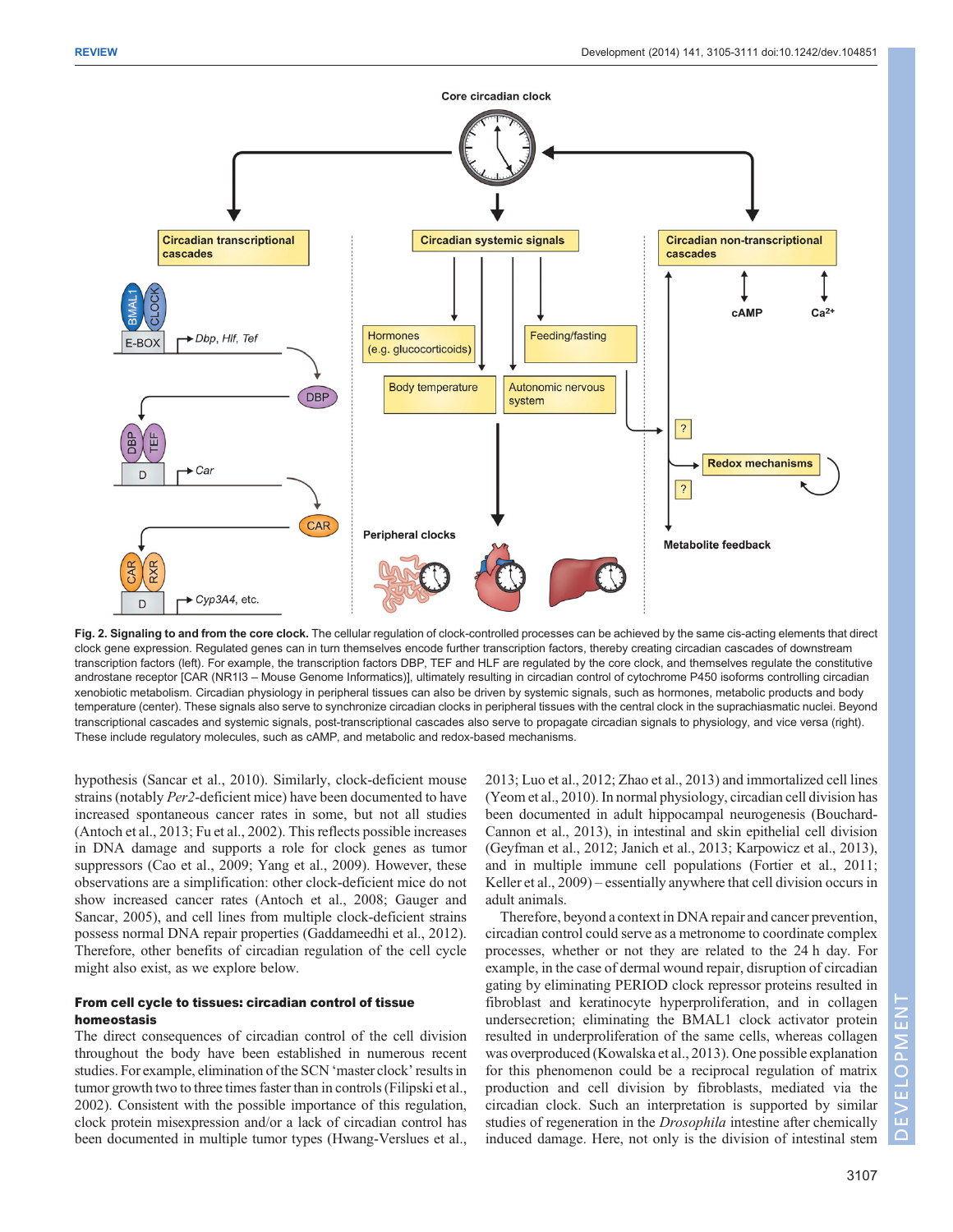Fig. 2. **Signaling to and from the core clock.** The cellular regulation of clock-controlled processes can be achieved by the same cis-acting elements that direct clock gene expression. Regulated genes can in turn themselves encode further transcription factors, thereby creating circadian cascades of downstream transcription factors (left). For example, the transcription factors DBP, TEF and HLF are regulated by the core clock, and themselves regulate the constitutive androstane receptor [CAR (NR1I3 – Mouse Genome Informatics)], ultimately resulting in circadian control of cytochrome P450 isoforms controlling circadian xenobiotic metabolism. Circadian physiology in peripheral tissues can also be driven by systemic signals, such as hormones, metabolic products and body temperature (center). These signals also serve to synchronize circadian clocks in peripheral tissues with the central clock in the suprachiasmatic nuclei. Beyond transcriptional cascades and systemic signals, post-transcriptional cascades also serve to propagate circadian signals to physiology, and vice versa (right). These include regulatory molecules, such as cAMP, and metabolic and redox-based mechanisms.

hypothesis (Sancar et al., 2010). Similarly, clock-deficient mouse strains (notably *Per2*-deficient mice) have been documented to have increased spontaneous cancer rates in some, but not all studies (Antoch et al., 2013; Fu et al., 2002). This reflects possible increases in DNA damage and supports a role for clock genes as tumor suppressors (Cao et al., 2009; Yang et al., 2009). However, these observations are a simplification: other clock-deficient mice do not show increased cancer rates (Antoch et al., 2008; Gauger and Sancar, 2005), and cell lines from multiple clock-deficient strains possess normal DNA repair properties (Gaddameedhi et al., 2012). Therefore, other benefits of circadian regulation of the cell cycle might also exist, as we explore below.

## From cell cycle to tissues: circadian control of tissue homeostasis

The direct consequences of circadian control of the cell division throughout the body have been established in numerous recent studies. For example, elimination of the SCN 'master clock' results in tumor growth two to three times faster than in controls (Filipski et al., 2002). Consistent with the possible importance of this regulation, clock protein misexpression and/or a lack of circadian control has been documented in multiple tumor types (Hwang-Verslues et al., 2013; Luo et al., 2012; Zhao et al., 2013) and immortalized cell lines (Yeom et al., 2010). In normal physiology, circadian cell division has been documented in adult hippocampal neurogenesis (Bouchard-Cannon et al., 2013), in intestinal and skin epithelial cell division (Geyfman et al., 2012; Janich et al., 2013; Karpowicz et al., 2013), and in multiple immune cell populations (Fortier et al., 2011; Keller et al., 2009) – essentially anywhere that cell division occurs in adult animals.

Therefore, beyond a context in DNA repair and cancer prevention, circadian control could serve as a metronome to coordinate complex processes, whether or not they are related to the 24 h day. For example, in the case of dermal wound repair, disruption of circadian gating by eliminating PERIOD clock repressor proteins resulted in fibroblast and keratinocyte hyperproliferation, and in collagen undersecretion; eliminating the BMAL1 clock activator protein resulted in underproliferation of the same cells, whereas collagen was overproduced (Kowalska et al., 2013). One possible explanation for this phenomenon could be a reciprocal regulation of matrix production and cell division by fibroblasts, mediated via the circadian clock. Such an interpretation is supported by similar studies of regeneration in the *Drosophila* intestine after chemically induced damage. Here, not only is the division of intestinal stem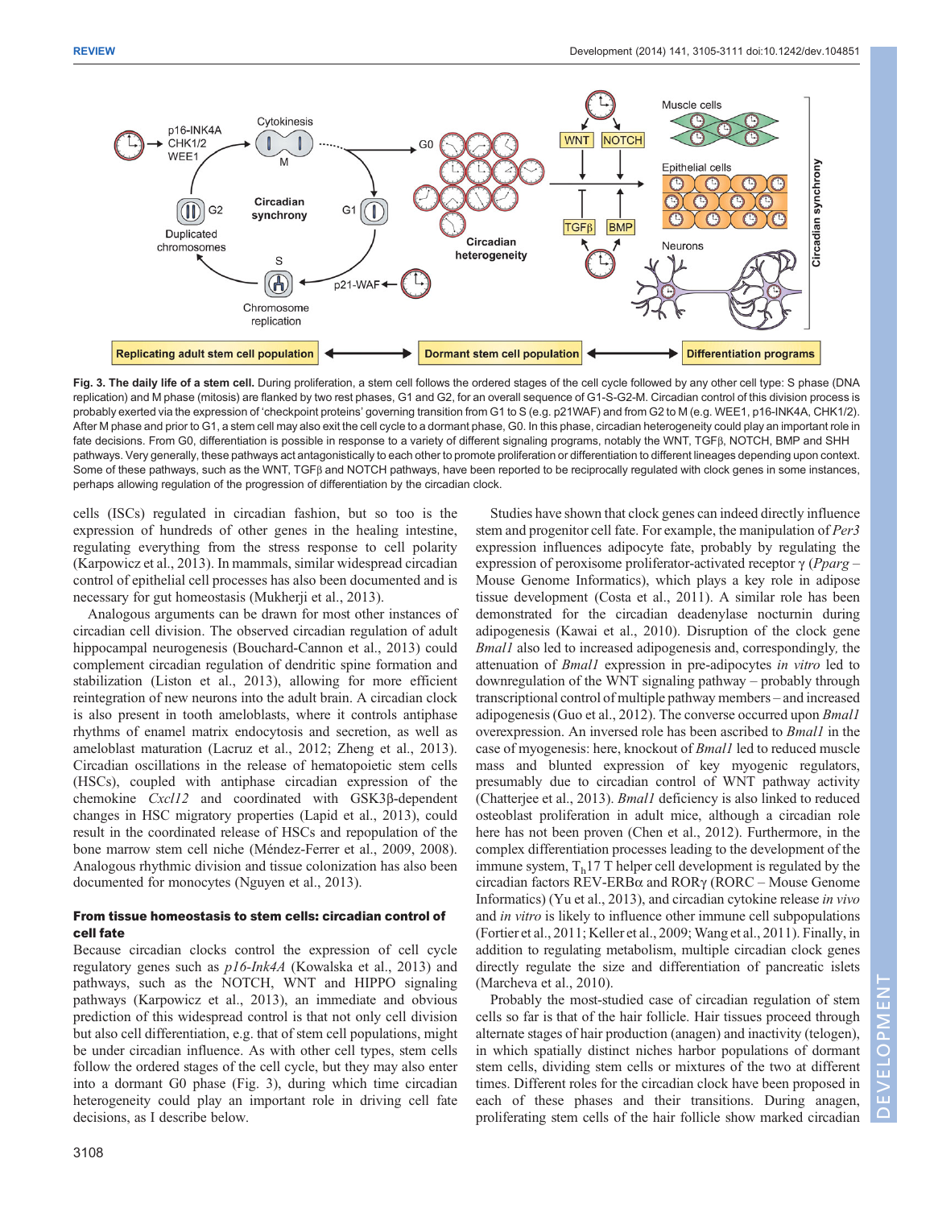**Fig. 3. The daily life of a stem cell.** During proliferation, a stem cell follows the ordered stages of the cell cycle followed by any other cell type: S phase (DNA replication) and M phase (mitosis) are flanked by two rest phases, G1 and G2, for an overall sequence of G1-S-G2-M. Circadian control of this division process is probably exerted via the expression of 'checkpoint proteins' governing transition from G1 to S (e.g. p21WAF) and from G2 to M (e.g. WEE1, p16-INK4A, CHK1/2). After M phase and prior to G1, a stem cell may also exit the cell cycle to a dormant phase, G0. In this phase, circadian heterogeneity could play an important role in fate decisions. From G0, differentiation is possible in response to a variety of different signaling programs, notably the WNT, TGFβ, NOTCH, BMP and SHH pathways. Very generally, these pathways act antagonistically to each other to promote proliferation or differentiation to different lineages depending upon context. Some of these pathways, such as the WNT, TGFβ and NOTCH pathways, have been reported to be reciprocally regulated with clock genes in some instances, perhaps allowing regulation of the progression of differentiation by the circadian clock.

cells (ISCs) regulated in circadian fashion, but so too is the expression of hundreds of other genes in the healing intestine, regulating everything from the stress response to cell polarity (Karpowicz et al., 2013). In mammals, similar widespread circadian control of epithelial cell processes has also been documented and is necessary for gut homeostasis (Mukherji et al., 2013).

Analogous arguments can be drawn for most other instances of circadian cell division. The observed circadian regulation of adult hippocampal neurogenesis (Bouchard-Cannon et al., 2013) could complement circadian regulation of dendritic spine formation and stabilization (Liston et al., 2013), allowing for more efficient reintegration of new neurons into the adult brain. A circadian clock is also present in tooth ameloblasts, where it controls antiphase rhythms of enamel matrix endocytosis and secretion, as well as ameloblast maturation (Lacruz et al., 2012; Zheng et al., 2013). Circadian oscillations in the release of hematopoietic stem cells (HSCs), coupled with antiphase circadian expression of the chemokine *Cxcl12* and coordinated with GSK3β-dependent changes in HSC migratory properties (Lapid et al., 2013), could result in the coordinated release of HSCs and repopulation of the bone marrow stem cell niche (Méndez-Ferrer et al., 2009, 2008). Analogous rhythmic division and tissue colonization has also been documented for monocytes (Nguyen et al., 2013).

### From tissue homeostasis to stem cells: circadian control of cell fate

Because circadian clocks control the expression of cell cycle regulatory genes such as *p16-Ink4A* (Kowalska et al., 2013) and pathways, such as the NOTCH, WNT and HIPPO signaling pathways (Karpowicz et al., 2013), an immediate and obvious prediction of this widespread control is that not only cell division but also cell differentiation, e.g. that of stem cell populations, might be under circadian influence. As with other cell types, stem cells follow the ordered stages of the cell cycle, but they may also enter into a dormant G0 phase (Fig. 3), during which time circadian heterogeneity could play an important role in driving cell fate decisions, as I describe below.

Studies have shown that clock genes can indeed directly influence stem and progenitor cell fate. For example, the manipulation of *Per3* expression influences adipocyte fate, probably by regulating the expression of peroxisome proliferator-activated receptor γ (*Pparg* – Mouse Genome Informatics), which plays a key role in adipose tissue development (Costa et al., 2011). A similar role has been demonstrated for the circadian deadenylase nocturnin during adipogenesis (Kawai et al., 2010). Disruption of the clock gene *Bmal1* also led to increased adipogenesis and, correspondingly, the attenuation of *Bmal1* expression in pre-adipocytes *in vitro* led to downregulation of the WNT signaling pathway – probably through transcriptional control of multiple pathway members – and increased adipogenesis (Guo et al., 2012). The converse occurred upon *Bmal1* overexpression. An inversed role has been ascribed to *Bmal1* in the case of myogenesis: here, knockout of *Bmal1* led to reduced muscle mass and blunted expression of key myogenic regulators, presumably due to circadian control of WNT pathway activity (Chatterjee et al., 2013). *Bmal1* deficiency is also linked to reduced osteoblast proliferation in adult mice, although a circadian role here has not been proven (Chen et al., 2012). Furthermore, in the complex differentiation processes leading to the development of the immune system, $T_h17$ T helper cell development is regulated by the circadian factors REV-ERBα and RORγ (RORC – Mouse Genome Informatics) (Yu et al., 2013), and circadian cytokine release *in vivo* and *in vitro* is likely to influence other immune cell subpopulations (Fortier et al., 2011; Keller et al., 2009; Wang et al., 2011). Finally, in addition to regulating metabolism, multiple circadian clock genes directly regulate the size and differentiation of pancreatic islets (Marcheva et al., 2010).

Probably the most-studied case of circadian regulation of stem cells so far is that of the hair follicle. Hair tissues proceed through alternate stages of hair production (anagen) and inactivity (telogen), in which spatially distinct niches harbor populations of dormant stem cells, dividing stem cells or mixtures of the two at different times. Different roles for the circadian clock have been proposed in each of these phases and their transitions. During anagen, proliferating stem cells of the hair follicle show marked circadian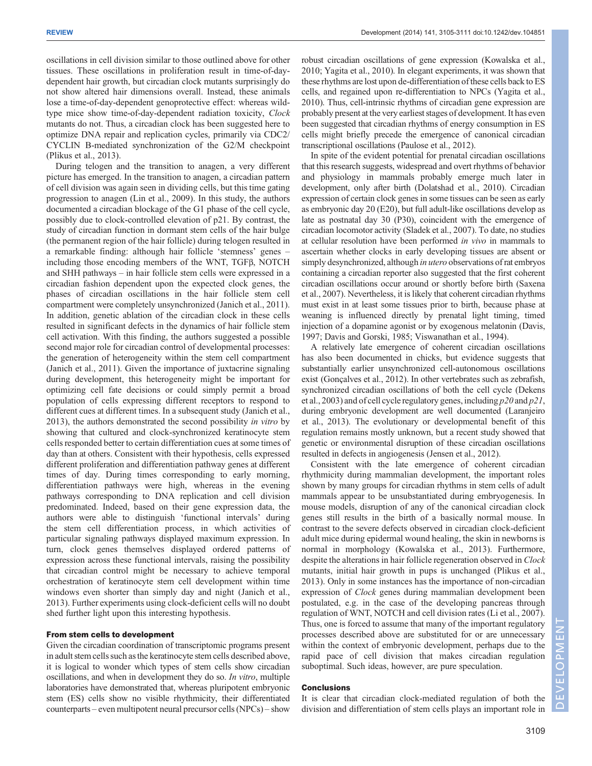oscillations in cell division similar to those outlined above for other tissues. These oscillations in proliferation result in time-of-day-dependent hair growth, but circadian clock mutants surprisingly do not show altered hair dimensions overall. Instead, these animals lose a time-of-day-dependent genoprotective effect: whereas wild-type mice show time-of-day-dependent radiation toxicity, *Clock* mutants do not. Thus, a circadian clock has been suggested here to optimize DNA repair and replication cycles, primarily via CDC2/CYCLIN B-mediated synchronization of the G2/M checkpoint (Plikus et al., 2013).

During telogen and the transition to anagen, a very different picture has emerged. In the transition to anagen, a circadian pattern of cell division was again seen in dividing cells, but this time gating progression to anagen (Lin et al., 2009). In this study, the authors documented a circadian blockage of the G1 phase of the cell cycle, possibly due to clock-controlled elevation of p21. By contrast, the study of circadian function in dormant stem cells of the hair bulge (the permanent region of the hair follicle) during telogen resulted in a remarkable finding: although hair follicle 'stemness' genes – including those encoding members of the WNT, TGFβ, NOTCH and SHH pathways – in hair follicle stem cells were expressed in a circadian fashion dependent upon the expected clock genes, the phases of circadian oscillations in the hair follicle stem cell compartment were completely unsynchronized (Janich et al., 2011). In addition, genetic ablation of the circadian clock in these cells resulted in significant defects in the dynamics of hair follicle stem cell activation. With this finding, the authors suggested a possible second major role for circadian control of developmental processes: the generation of heterogeneity within the stem cell compartment (Janich et al., 2011). Given the importance of juxtacrine signaling during development, this heterogeneity might be important for optimizing cell fate decisions or could simply permit a broad population of cells expressing different receptors to respond to different cues at different times. In a subsequent study (Janich et al., 2013), the authors demonstrated the second possibility *in vitro* by showing that cultured and clock-synchronized keratinocyte stem cells responded better to certain differentiation cues at some times of day than at others. Consistent with their hypothesis, cells expressed different proliferation and differentiation pathway genes at different times of day. During times corresponding to early morning, differentiation pathways were high, whereas in the evening pathways corresponding to DNA replication and cell division predominated. Indeed, based on their gene expression data, the authors were able to distinguish 'functional intervals' during the stem cell differentiation process, in which activities of particular signaling pathways displayed maximum expression. In turn, clock genes themselves displayed ordered patterns of expression across these functional intervals, raising the possibility that circadian control might be necessary to achieve temporal orchestration of keratinocyte stem cell development within time windows even shorter than simply day and night (Janich et al., 2013). Further experiments using clock-deficient cells will no doubt shed further light upon this interesting hypothesis.

## From stem cells to development

Given the circadian coordination of transcriptomic programs present in adult stem cells such as the keratinocyte stem cells described above, it is logical to wonder which types of stem cells show circadian oscillations, and when in development they do so. *In vitro*, multiple laboratories have demonstrated that, whereas pluripotent embryonic stem (ES) cells show no visible rhythmicity, their differentiated counterparts – even multipotent neural precursor cells (NPCs) – show robust circadian oscillations of gene expression (Kowalska et al., 2010; Yagita et al., 2010). In elegant experiments, it was shown that these rhythms are lost upon de-differentiation of these cells back to ES cells, and regained upon re-differentiation to NPCs (Yagita et al., 2010). Thus, cell-intrinsic rhythms of circadian gene expression are probably present at the very earliest stages of development. It has even been suggested that circadian rhythms of energy consumption in ES cells might briefly precede the emergence of canonical circadian transcriptional oscillations (Paulose et al., 2012).

In spite of the evident potential for prenatal circadian oscillations that this research suggests, widespread and overt rhythms of behavior and physiology in mammals probably emerge much later in development, only after birth (Dolatshad et al., 2010). Circadian expression of certain clock genes in some tissues can be seen as early as embryonic day 20 (E20), but full adult-like oscillations develop as late as postnatal day 30 (P30), coincident with the emergence of circadian locomotor activity (Sladek et al., 2007). To date, no studies at cellular resolution have been performed *in vivo* in mammals to ascertain whether clocks in early developing tissues are absent or simply desynchronized, although *in utero* observations of rat embryos containing a circadian reporter also suggested that the first coherent circadian oscillations occur around or shortly before birth (Saxena et al., 2007). Nevertheless, it is likely that coherent circadian rhythms must exist in at least some tissues prior to birth, because phase at weaning is influenced directly by prenatal light timing, timed injection of a dopamine agonist or by exogenous melatonin (Davis, 1997; Davis and Gorski, 1985; Viswanathan et al., 1994).

A relatively late emergence of coherent circadian oscillations has also been documented in chicks, but evidence suggests that substantially earlier unsynchronized cell-autonomous oscillations exist (Gonçalves et al., 2012). In other vertebrates such as zebrafish, synchronized circadian oscillations of both the cell cycle (Dekens et al., 2003) and of cell cycle regulatory genes, including *p20* and *p21*, during embryonic development are well documented (Laranjeiro et al., 2013). The evolutionary or developmental benefit of this regulation remains mostly unknown, but a recent study showed that genetic or environmental disruption of these circadian oscillations resulted in defects in angiogenesis (Jensen et al., 2012).

Consistent with the late emergence of coherent circadian rhythmicity during mammalian development, the important roles shown by many groups for circadian rhythms in stem cells of adult mammals appear to be unsubstantiated during embryogenesis. In mouse models, disruption of any of the canonical circadian clock genes still results in the birth of a basically normal mouse. In contrast to the severe defects observed in circadian clock-deficient adult mice during epidermal wound healing, the skin in newborns is normal in morphology (Kowalska et al., 2013). Furthermore, despite the alterations in hair follicle regeneration observed in *Clock* mutants, initial hair growth in pups is unchanged (Plikus et al., 2013). Only in some instances has the importance of non-circadian expression of *Clock* genes during mammalian development been postulated, e.g. in the case of the developing pancreas through regulation of WNT, NOTCH and cell division rates (Li et al., 2007). Thus, one is forced to assume that many of the important regulatory processes described above are substituted for or are unnecessary within the context of embryonic development, perhaps due to the rapid pace of cell division that makes circadian regulation suboptimal. Such ideas, however, are pure speculation.

## Conclusions

It is clear that circadian clock-mediated regulation of both the division and differentiation of stem cells plays an important role in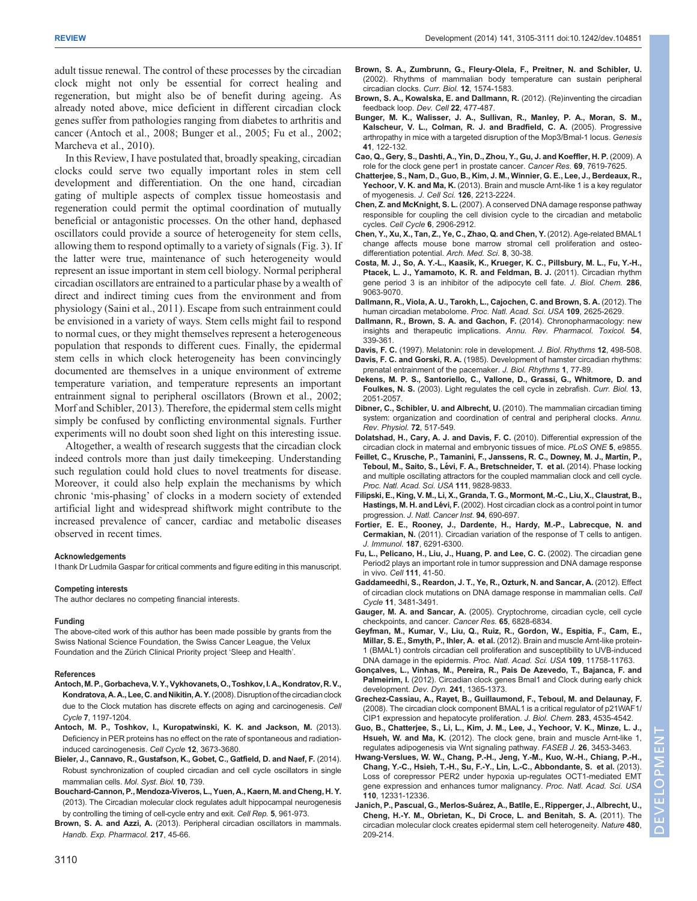adult tissue renewal. The control of these processes by the circadian clock might not only be essential for correct healing and regeneration, but might also be of benefit during ageing. As already noted above, mice deficient in different circadian clock genes suffer from pathologies ranging from diabetes to arthritis and cancer (Antoch et al., 2008; Bunger et al., 2005; Fu et al., 2002; Marcheva et al., 2010).

In this Review, I have postulated that, broadly speaking, circadian clocks could serve two equally important roles in stem cell development and differentiation. On the one hand, circadian gating of multiple aspects of complex tissue homeostasis and regeneration could permit the optimal coordination of mutually beneficial or antagonistic processes. On the other hand, dephased oscillators could provide a source of heterogeneity for stem cells, allowing them to respond optimally to a variety of signals (Fig. 3). If the latter were true, maintenance of such heterogeneity would represent an issue important in stem cell biology. Normal peripheral circadian oscillators are entrained to a particular phase by a wealth of direct and indirect timing cues from the environment and from physiology (Saini et al., 2011). Escape from such entrainment could be envisioned in a variety of ways. Stem cells might fail to respond to normal cues, or they might themselves represent a heterogeneous population that responds to different cues. Finally, the epidermal stem cells in which clock heterogeneity has been convincingly documented are themselves in a unique environment of extreme temperature variation, and temperature represents an important entrainment signal to peripheral oscillators (Brown et al., 2002; Morf and Schibler, 2013). Therefore, the epidermal stem cells might simply be confused by conflicting environmental signals. Further experiments will no doubt soon shed light on this interesting issue.

Altogether, a wealth of research suggests that the circadian clock indeed controls more than just daily timekeeping. Understanding such regulation could hold clues to novel treatments for disease. Moreover, it could also help explain the mechanisms by which chronic 'mis-phasing' of clocks in a modern society of extended artificial light and widespread shiftwork might contribute to the increased prevalence of cancer, cardiac and metabolic diseases observed in recent times.

#### Acknowledgements

I thank Dr Ludmila Gaspar for critical comments and figure editing in this manuscript.

#### Competing interests

The author declares no competing financial interests.

#### Funding

The above-cited work of this author has been made possible by grants from the Swiss National Science Foundation, the Swiss Cancer League, the Velux Foundation and the Zürich Clinical Priority project 'Sleep and Health'.

#### References

**Antoch, M. P., Gorbacheva, V. Y., Vykhovanets, O., Toshkov, I. A., Kondratov, R. V., Kondratova, A. A., Lee, C. and Nikitin, A. Y.** (2008). Disruption of the circadian clock due to the Clock mutation has discrete effects on aging and carcinogenesis. *Cell Cycle* **7**, 1197-1204.

**Antoch, M. P., Toshkov, I., Kuropatwinski, K. K. and Jackson, M.** (2013). Deficiency in PER proteins has no effect on the rate of spontaneous and radiation-induced carcinogenesis. *Cell Cycle* **12**, 3673-3680.

**Bieler, J., Cannavo, R., Gustafson, K., Gobet, C., Gatfield, D. and Naef, F.** (2014). Robust synchronization of coupled circadian and cell cycle oscillators in single mammalian cells. *Mol. Syst. Biol.* **10**, 739.

**Bouchard-Cannon, P., Mendoza-Viveros, L., Yuen, A., Kaern, M. and Cheng, H. Y.** (2013). The Circadian molecular clock regulates adult hippocampal neurogenesis by controlling the timing of cell-cycle entry and exit. *Cell Rep.* **5**, 961-973.

**Brown, S. A. and Azzi, A.** (2013). Peripheral circadian oscillators in mammals. *Handb. Exp. Pharmacol.* **217**, 45-66.

**Brown, S. A., Zumbrunn, G., Fleury-Olela, F., Preitner, N. and Schibler, U.** (2002). Rhythms of mammalian body temperature can sustain peripheral circadian clocks. *Curr. Biol.* **12**, 1574-1583.

**Brown, S. A., Kowalska, E. and Dallmann, R.** (2012). (Re)inventing the circadian feedback loop. *Dev. Cell* **22**, 477-487.

**Bunger, M. K., Walisser, J. A., Sullivan, R., Manley, P. A., Moran, S. M., Kalscheur, V. L., Colman, R. J. and Bradfield, C. A.** (2005). Progressive arthropathy in mice with a targeted disruption of the Mop3/Bmal-1 locus. *Genesis* **41**, 122-132.

**Cao, Q., Gery, S., Dashti, A., Yin, D., Zhou, Y., Gu, J. and Koeffler, H. P.** (2009). A role for the clock gene per1 in prostate cancer. *Cancer Res.* **69**, 7619-7625.

**Chatterjee, S., Nam, D., Guo, B., Kim, J. M., Winnier, G. E., Lee, J., Berdeaux, R., Yechoor, V. K. and Ma, K.** (2013). Brain and muscle Arnt-like 1 is a key regulator of myogenesis. *J. Cell Sci.* **126**, 2213-2224.

**Chen, Z. and McKnight, S. L.** (2007). A conserved DNA damage response pathway responsible for coupling the cell division cycle to the circadian and metabolic cycles. *Cell Cycle* **6**, 2906-2912.

**Chen, Y., Xu, X., Tan, Z., Ye, C., Zhao, Q. and Chen, Y.** (2012). Age-related BMAL1 change affects mouse bone marrow stromal cell proliferation and osteo-differentiation potential. *Arch. Med. Sci.* **8**, 30-38.

**Costa, M. J., So, A. Y.-L., Kaasik, K., Krueger, K. C., Pillsbury, M. L., Fu, Y.-H., Ptacek, L. J., Yamamoto, K. R. and Feldman, B. J.** (2011). Circadian rhythm gene period 3 is an inhibitor of the adipocyte cell fate. *J. Biol. Chem.* **286**, 9063-9070.

**Dallmann, R., Viola, A. U., Tarokh, L., Cajochen, C. and Brown, S. A.** (2012). The human circadian metabolome. *Proc. Natl. Acad. Sci. USA* **109**, 2625-2629.

**Dallmann, R., Brown, S. A. and Gachon, F.** (2014). Chronopharmacology: new insights and therapeutic implications. *Annu. Rev. Pharmacol. Toxicol.* **54**, 339-361.

**Davis, F. C.** (1997). Melatonin: role in development. *J. Biol. Rhythms* **12**, 498-508.

**Davis, F. C. and Gorski, R. A.** (1985). Development of hamster circadian rhythms: prenatal entrainment of the pacemaker. *J. Biol. Rhythms* **1**, 77-89.

**Dekens, M. P. S., Santoriello, C., Vallone, D., Grassi, G., Whitmore, D. and Foulkes, N. S.** (2003). Light regulates the cell cycle in zebrafish. *Curr. Biol.* **13**, 2051-2057.

**Dibner, C., Schibler, U. and Albrecht, U.** (2010). The mammalian circadian timing system: organization and coordination of central and peripheral clocks. *Annu. Rev. Physiol.* **72**, 517-549.

**Dolatshad, H., Cary, A. J. and Davis, F. C.** (2010). Differential expression of the circadian clock in maternal and embryonic tissues of mice. *PLoS ONE* **5**, e9855.

**Feillet, C., Krusche, P., Tamanini, F., Janssens, R. C., Downey, M. J., Martin, P., Teboul, M., Saito, S., Lévi, F. A., Bretschneider, T. et al.** (2014). Phase locking and multiple oscillating attractors for the coupled mammalian clock and cell cycle. *Proc. Natl. Acad. Sci. USA* **111**, 9828-9833.

**Filipski, E., King, V. M., Li, X., Granda, T. G., Mormont, M.-C., Liu, X., Claustrat, B., Hastings, M. H. and Lévi, F.** (2002). Host circadian clock as a control point in tumor progression. *J. Natl. Cancer Inst.* **94**, 690-697.

**Fortier, E. E., Rooney, J., Dardente, H., Hardy, M.-P., Labrecque, N. and Cermakian, N.** (2011). Circadian variation of the response of T cells to antigen. *J. Immunol.* **187**, 6291-6300.

**Fu, L., Pelicano, H., Liu, J., Huang, P. and Lee, C. C.** (2002). The circadian gene Period2 plays an important role in tumor suppression and DNA damage response in vivo. *Cell* **111**, 41-50.

**Gaddameedhi, S., Reardon, J. T., Ye, R., Ozturk, N. and Sancar, A.** (2012). Effect of circadian clock mutations on DNA damage response in mammalian cells. *Cell Cycle* **11**, 3481-3491.

**Gauger, M. A. and Sancar, A.** (2005). Cryptochrome, circadian cycle, cell cycle checkpoints, and cancer. *Cancer Res.* **65**, 6828-6834.

**Geyfman, M., Kumar, V., Liu, Q., Ruiz, R., Gordon, W., Espitia, F., Cam, E., Millar, S. E., Smyth, P., Ihler, A. et al.** (2012). Brain and muscle Arnt-like protein-1 (BMAL1) controls circadian cell proliferation and susceptibility to UVB-induced DNA damage in the epidermis. *Proc. Natl. Acad. Sci. USA* **109**, 11758-11763.

**Gonçalves, L., Vinhas, M., Pereira, R., Pais De Azevedo, T., Bajanca, F. and Palmeirim, I.** (2012). Circadian clock genes Bmal1 and Clock during early chick development. *Dev. Dyn.* **241**, 1365-1373.

**Grechez-Cassiau, A., Rayet, B., Guillaumond, F., Teboul, M. and Delaunay, F.** (2008). The circadian clock component BMAL1 is a critical regulator of p21WAF1/CIP1 expression and hepatocyte proliferation. *J. Biol. Chem.* **283**, 4535-4542.

**Guo, B., Chatterjee, S., Li, L., Kim, J. M., Lee, J., Yechoor, V. K., Minze, L. J., Hsueh, W. and Ma, K.** (2012). The clock gene, brain and muscle Arnt-like 1, regulates adipogenesis via Wnt signaling pathway. *FASEB J.* **26**, 3453-3463.

**Hwang-Verslues, W. W., Chang, P.-H., Jeng, Y.-M., Kuo, W.-H., Chiang, P.-H., Chang, Y.-C., Hsieh, T.-H., Su, F.-Y., Lin, L.-C., Abbondante, S. et al.** (2013). Loss of corepressor PER2 under hypoxia up-regulates OCT1-mediated EMT gene expression and enhances tumor malignancy. *Proc. Natl. Acad. Sci. USA* **110**, 12331-12336.

**Janich, P., Pascual, G., Merlos-Suárez, A., Batlle, E., Ripperger, J., Albrecht, U., Cheng, H.-Y. M., Obrietan, K., Di Croce, L. and Benitah, S. A.** (2011). The circadian molecular clock creates epidermal stem cell heterogeneity. *Nature* **480**, 209-214.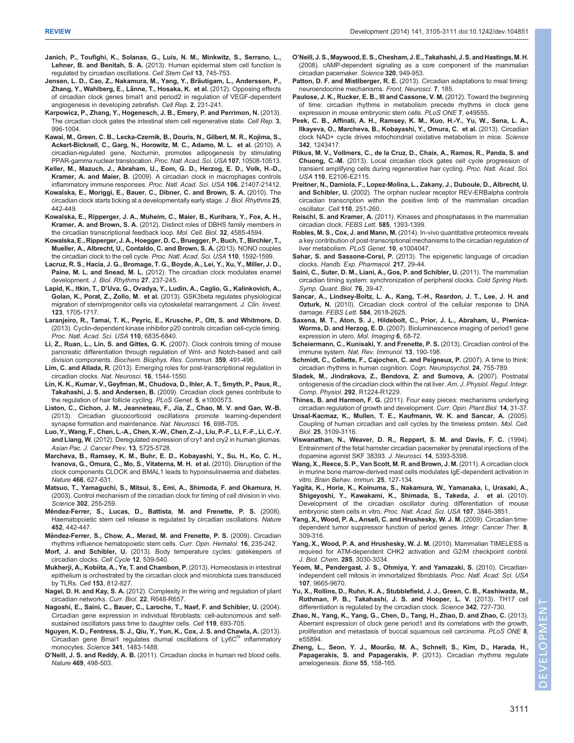**Janich, P., Toufighi, K., Solanas, G., Luis, N. M., Minkwitz, S., Serrano, L., Lehner, B. and Benitah, S. A.** (2013). Human epidermal stem cell function is regulated by circadian oscillations. *Cell Stem Cell* **13**, 745-753.

**Jensen, L. D., Cao, Z., Nakamura, M., Yang, Y., Bräutigam, L., Andersson, P., Zhang, Y., Wahlberg, E., Länne, T., Hosaka, K. et al.** (2012). Opposing effects of circadian clock genes bmal1 and period2 in regulation of VEGF-dependent angiogenesis in developing zebrafish. *Cell Rep.* **2**, 231-241.

**Karpowicz, P., Zhang, Y., Hogenesch, J. B., Emery, P. and Perrimon, N.** (2013). The circadian clock gates the intestinal stem cell regenerative state. *Cell Rep.* **3**, 996-1004.

**Kawai, M., Green, C. B., Lecka-Czernik, B., Douris, N., Gilbert, M. R., Kojima, S., Ackert-Bicknell, C., Garg, N., Horowitz, M. C., Adamo, M. L. et al.** (2010). A circadian-regulated gene, Nocturnin, promotes adipogenesis by stimulating PPAR-gamma nuclear translocation. *Proc. Natl. Acad. Sci. USA* **107**, 10508-10513.

**Keller, M., Mazuch, J., Abraham, U., Eom, G. D., Herzog, E. D., Volk, H.-D., Kramer, A. and Maier, B.** (2009). A circadian clock in macrophages controls inflammatory immune responses. *Proc. Natl. Acad. Sci. USA* **106**, 21407-21412.

**Kowalska, E., Moriggi, E., Bauer, C., Dibner, C. and Brown, S. A.** (2010). The circadian clock starts ticking at a developmentally early stage. *J. Biol. Rhythms* **25**, 442-449.

**Kowalska, E., Ripperger, J. A., Muheim, C., Maier, B., Kurihara, Y., Fox, A. H., Kramer, A. and Brown, S. A.** (2012). Distinct roles of DBHS family members in the circadian transcriptional feedback loop. *Mol. Cell. Biol.* **32**, 4585-4594.

**Kowalska, E., Ripperger, J. A., Hoegger, D. C., Bruegger, P., Buch, T., Birchler, T., Mueller, A., Albrecht, U., Contaldo, C. and Brown, S. A.** (2013). NONO couples the circadian clock to the cell cycle. *Proc. Natl. Acad. Sci. USA* **110**, 1592-1599.

**Lacruz, R. S., Hacia, J. G., Bromage, T. G., Boyde, A., Lei, Y., Xu, Y., Miller, J. D., Paine, M. L. and Snead, M. L.** (2012). The circadian clock modulates enamel development. *J. Biol. Rhythms* **27**, 237-245.

**Lapid, K., Itkin, T., D'Uva, G., Ovadya, Y., Ludin, A., Caglio, G., Kalinkovich, A., Golan, K., Porat, Z., Zollo, M. et al.** (2013). GSK3beta regulates physiological migration of stem/progenitor cells via cytoskeletal rearrangement. *J. Clin. Invest.* **123**, 1705-1717.

**Laranjeiro, R., Tamai, T. K., Peyric, E., Krusche, P., Ott, S. and Whitmore, D.** (2013). Cyclin-dependent kinase inhibitor p20 controls circadian cell-cycle timing. *Proc. Natl. Acad. Sci. USA* **110**, 6835-6840.

**Li, Z., Ruan, L., Lin, S. and Gittes, G. K.** (2007). Clock controls timing of mouse pancreatic differentiation through regulation of Wnt- and Notch-based and cell division components. *Biochem. Biophys. Res. Commun.* **359**, 491-496.

**Lim, C. and Allada, R.** (2013). Emerging roles for post-transcriptional regulation in circadian clocks. *Nat. Neurosci.* **16**, 1544-1550.

**Lin, K. K., Kumar, V., Geyfman, M., Chudova, D., Ihler, A. T., Smyth, P., Paus, R., Takahashi, J. S. and Andersen, B.** (2009). Circadian clock genes contribute to the regulation of hair follicle cycling. *PLoS Genet.* **5**, e1000573.

**Liston, C., Cichon, J. M., Jeanneteau, F., Jia, Z., Chao, M. V. and Gan, W.-B.** (2013). Circadian glucocorticoid oscillations promote learning-dependent synapse formation and maintenance. *Nat. Neurosci.* **16**, 698-705.

**Luo, Y., Wang, F., Chen, L.-A., Chen, X.-W., Chen, Z.-J., Liu, P.-F., Li, F.-F., Li, C.-Y. and Liang, W.** (2012). Deregulated expression of cry1 and cry2 in human gliomas. *Asian Pac. J. Cancer Prev.* **13**, 5725-5728.

**Marcheva, B., Ramsey, K. M., Buhr, E. D., Kobayashi, Y., Su, H., Ko, C. H., Ivanova, G., Omura, C., Mo, S., Vitaterna, M. H. et al.** (2010). Disruption of the clock components CLOCK and BMAL1 leads to hypoinsulinaemia and diabetes. *Nature* **466**, 627-631.

**Matsuo, T., Yamaguchi, S., Mitsui, S., Emi, A., Shimoda, F. and Okamura, H.** (2003). Control mechanism of the circadian clock for timing of cell division in vivo. *Science* **302**, 255-259.

**Méndez-Ferrer, S., Lucas, D., Battista, M. and Frenette, P. S.** (2008). Haematopoietic stem cell release is regulated by circadian oscillations. *Nature* **452**, 442-447.

**Méndez-Ferrer, S., Chow, A., Merad, M. and Frenette, P. S.** (2009). Circadian rhythms influence hematopoietic stem cells. *Curr. Opin. Hematol.* **16**, 235-242.

**Morf, J. and Schibler, U.** (2013). Body temperature cycles: gatekeepers of circadian clocks. *Cell Cycle* **12**, 539-540.

**Mukherji, A., Kobiita, A., Ye, T. and Chambon, P.** (2013). Homeostasis in intestinal epithelium is orchestrated by the circadian clock and microbiota cues transduced by TLRs. *Cell* **153**, 812-827.

**Nagel, D. H. and Kay, S. A.** (2012). Complexity in the wiring and regulation of plant circadian networks. *Curr. Biol.* **22**, R648-R657.

**Nagoshi, E., Saini, C., Bauer, C., Laroche, T., Naef, F. and Schibler, U.** (2004). Circadian gene expression in individual fibroblasts: cell-autonomous and self-sustained oscillators pass time to daughter cells. *Cell* **119**, 693-705.

**Nguyen, K. D., Fentress, S. J., Qiu, Y., Yun, K., Cox, J. S. and Chawla, A.** (2013). Circadian gene Bmal1 regulates diurnal oscillations of Ly6C$^{hi}$ inflammatory monocytes. *Science* **341**, 1483-1488.

**O'Neill, J. S. and Reddy, A. B.** (2011). Circadian clocks in human red blood cells. *Nature* **469**, 498-503.

**O'Neill, J. S., Maywood, E. S., Chesham, J. E., Takahashi, J. S. and Hastings, M. H.** (2008). cAMP-dependent signaling as a core component of the mammalian circadian pacemaker. *Science* **320**, 949-953.

**Patton, D. F. and Mistlberger, R. E.** (2013). Circadian adaptations to meal timing: neuroendocrine mechanisms. *Front. Neurosci.* **7**, 185.

**Paulose, J. K., Rucker, E. B., III and Cassone, V. M.** (2012). Toward the beginning of time: circadian rhythms in metabolism precede rhythms in clock gene expression in mouse embryonic stem cells. *PLoS ONE* **7**, e49555.

**Peek, C. B., Affinati, A. H., Ramsey, K. M., Kuo, H.-Y., Yu, W., Sena, L. A., Ilkayeva, O., Marcheva, B., Kobayashi, Y., Omura, C. et al.** (2013). Circadian clock NAD+ cycle drives mitochondrial oxidative metabolism in mice. *Science* **342**, 1243417.

**Plikus, M. V., Vollmers, C., de la Cruz, D., Chaix, A., Ramos, R., Panda, S. and Chuong, C.-M.** (2013). Local circadian clock gates cell cycle progression of transient amplifying cells during regenerative hair cycling. *Proc. Natl. Acad. Sci. USA* **110**, E2106-E2115.

**Preitner, N., Damiola, F., Lopez-Molina, L., Zakany, J., Duboule, D., Albrecht, U. and Schibler, U.** (2002). The orphan nuclear receptor REV-ERBalpha controls circadian transcription within the positive limb of the mammalian circadian oscillator. *Cell* **110**, 251-260.

**Reischl, S. and Kramer, A.** (2011). Kinases and phosphatases in the mammalian circadian clock. *FEBS Lett.* **585**, 1393-1399.

**Robles, M. S., Cox, J. and Mann, M.** (2014). In-vivo quantitative proteomics reveals a key contribution of post-transcriptional mechanisms to the circadian regulation of liver metabolism. *PLoS Genet.* **10**, e1004047.

**Sahar, S. and Sassone-Corsi, P.** (2013). The epigenetic language of circadian clocks. *Handb. Exp. Pharmacol.* **217**, 29-44.

**Saini, C., Suter, D. M., Liani, A., Gos, P. and Schibler, U.** (2011). The mammalian circadian timing system: synchronization of peripheral clocks. *Cold Spring Harb. Symp. Quant. Biol.* **76**, 39-47.

**Sancar, A., Lindsey-Boltz, L. A., Kang, T.-H., Reardon, J. T., Lee, J. H. and Ozturk, N.** (2010). Circadian clock control of the cellular response to DNA damage. *FEBS Lett.* **584**, 2618-2625.

**Saxena, M. T., Aton, S. J., Hildebolt, C., Prior, J. L., Abraham, U., Piwnica-Worms, D. and Herzog, E. D.** (2007). Bioluminescence imaging of period1 gene expression in utero. *Mol. Imaging* **6**, 68-72.

**Scheiermann, C., Kunisaki, Y. and Frenette, P. S.** (2013). Circadian control of the immune system. *Nat. Rev. Immunol.* **13**, 190-198.

**Schmidt, C., Collette, F., Cajochen, C. and Peigneux, P.** (2007). A time to think: circadian rhythms in human cognition. *Cogn. Neuropsychol.* **24**, 755-789.

**Sladek, M., Jindrakova, Z., Bendova, Z. and Sumova, A.** (2007). Postnatal ontogenesis of the circadian clock within the rat liver. *Am. J. Physiol. Regul. Integr. Comp. Physiol.* **292**, R1224-R1229.

**Thines, B. and Harmon, F. G.** (2011). Four easy pieces: mechanisms underlying circadian regulation of growth and development. *Curr. Opin. Plant Biol.* **14**, 31-37.

**Unsal-Kacmaz, K., Mullen, T. E., Kaufmann, W. K. and Sancar, A.** (2005). Coupling of human circadian and cell cycles by the timeless protein. *Mol. Cell. Biol.* **25**, 3109-3116.

**Viswanathan, N., Weaver, D. R., Reppert, S. M. and Davis, F. C.** (1994). Entrainment of the fetal hamster circadian pacemaker by prenatal injections of the dopamine agonist SKF 38393. *J. Neurosci.* **14**, 5393-5398.

**Wang, X., Reece, S. P., Van Scott, M. R. and Brown, J. M.** (2011). A circadian clock in murine bone marrow-derived mast cells modulates IgE-dependent activation in vitro. *Brain Behav. Immun.* **25**, 127-134.

**Yagita, K., Horie, K., Koinuma, S., Nakamura, W., Yamanaka, I., Urasaki, A., Shigeyoshi, Y., Kawakami, K., Shimada, S., Takeda, J. et al.** (2010). Development of the circadian oscillator during differentiation of mouse embryonic stem cells in vitro. *Proc. Natl. Acad. Sci. USA* **107**, 3846-3851.

**Yang, X., Wood, P. A., Ansell, C. and Hrushesky, W. J. M.** (2009). Circadian time-dependent tumor suppressor function of period genes. *Integr. Cancer Ther.* **8**, 309-316.

**Yang, X., Wood, P. A. and Hrushesky, W. J. M.** (2010). Mammalian TIMELESS is required for ATM-dependent CHK2 activation and G2/M checkpoint control. *J. Biol. Chem.* **285**, 3030-3034.

**Yeom, M., Pendergast, J. S., Ohmiya, Y. and Yamazaki, S.** (2010). Circadian-independent cell mitosis in immortalized fibroblasts. *Proc. Natl. Acad. Sci. USA* **107**, 9665-9670.

**Yu, X., Rollins, D., Ruhn, K. A., Stubblefield, J. J., Green, C. B., Kashiwada, M., Rothman, P. B., Takahashi, J. S. and Hooper, L. V.** (2013). TH17 cell differentiation is regulated by the circadian clock. *Science* **342**, 727-730.

**Zhao, N., Yang, K., Yang, G., Chen, D., Tang, H., Zhao, D. and Zhao, C.** (2013). Aberrant expression of clock gene period1 and its correlations with the growth, proliferation and metastasis of buccal squamous cell carcinoma. *PLoS ONE* **8**, e55894.

**Zheng, L., Seon, Y. J., Mourão, M. A., Schnell, S., Kim, D., Harada, H., Papagerakis, S. and Papagerakis, P.** (2013). Circadian rhythms regulate amelogenesis. *Bone* **55**, 158-165.